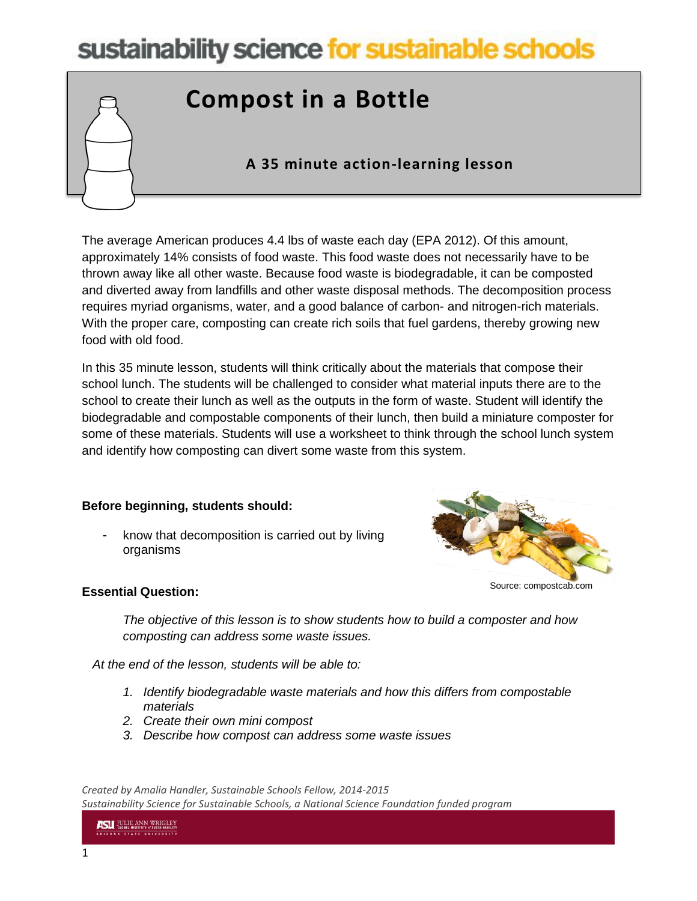# Compost in a Bottle

### A 35 minute action-learning lesson

The average American produces 4.4 lbs of waste each day (EPA 2012). Of this amount, approximately 14% consists of food waste. This food waste does not necessarily have to be thrown away like all other waste. Because food waste is biodegradable, it can be composted and diverted away from landfills and other waste disposal methods. The decomposition process requires myriad organisms, water, and a good balance of carbon- and nitrogen-rich materials. With the proper care, composting can create rich soils that fuel gardens, thereby growing new food with old food.

In this 35 minute lesson, students will think critically about the materials that compose their school lunch. The students will be challenged to consider what material inputs there are to the school to create their lunch as well as the outputs in the form of waste. Student will identify the biodegradable and compostable components of their lunch, then build a miniature composter for some of these materials. Students will use a worksheet to think through the school lunch system and identify how composting can divert some waste from this system.

**Before beginning, students should:**

- know that decomposition is carried out by living organisms

Source: compostcab.com

**Essential Question:**

*The objective of this lesson is to show students how to build a composter and how composting can address some waste issues.*

*At the end of the lesson, students will be able to:*

1. *Identify biodegradable waste materials and how this differs from compostable materials*
2. *Create their own mini compost*
3. *Describe how compost can address some waste issues*

*Created by Amalia Handler, Sustainable Schools Fellow, 2014-2015*
*Sustainability Science for Sustainable Schools, a National Science Foundation funded program*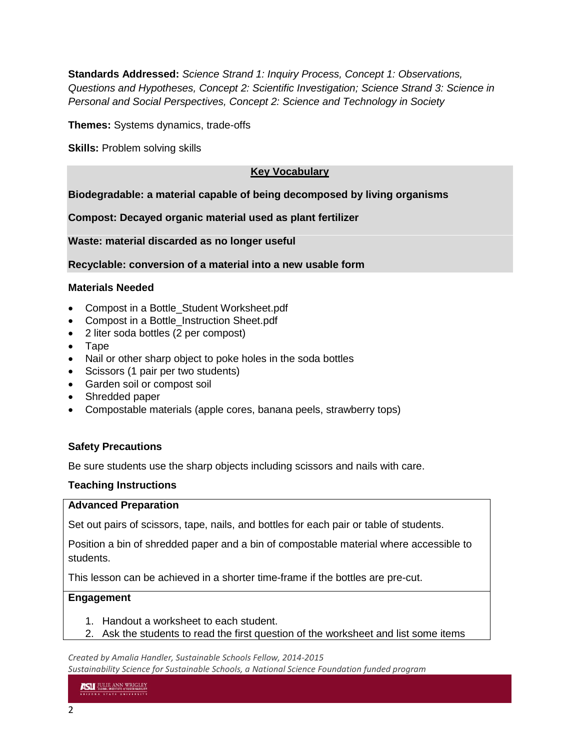**Standards Addressed:** *Science Strand 1: Inquiry Process, Concept 1: Observations, Questions and Hypotheses, Concept 2: Scientific Investigation; Science Strand 3: Science in Personal and Social Perspectives, Concept 2: Science and Technology in Society*

**Themes:** Systems dynamics, trade-offs

**Skills:** Problem solving skills

**Key Vocabulary**

**Biodegradable: a material capable of being decomposed by living organisms**

**Compost: Decayed organic material used as plant fertilizer**

**Waste: material discarded as no longer useful**

**Recyclable: conversion of a material into a new usable form**

**Materials Needed**

- Compost in a Bottle_Student Worksheet.pdf
- Compost in a Bottle_Instruction Sheet.pdf
- 2 liter soda bottles (2 per compost)
- Tape
- Nail or other sharp object to poke holes in the soda bottles
- Scissors (1 pair per two students)
- Garden soil or compost soil
- Shredded paper
- Compostable materials (apple cores, banana peels, strawberry tops)

**Safety Precautions**

Be sure students use the sharp objects including scissors and nails with care.

**Teaching Instructions**

**Advanced Preparation**

Set out pairs of scissors, tape, nails, and bottles for each pair or table of students.

Position a bin of shredded paper and a bin of compostable material where accessible to students.

This lesson can be achieved in a shorter time-frame if the bottles are pre-cut.

**Engagement**

1. Handout a worksheet to each student.
2. Ask the students to read the first question of the worksheet and list some items

*Created by Amalia Handler, Sustainable Schools Fellow, 2014-2015*
*Sustainability Science for Sustainable Schools, a National Science Foundation funded program*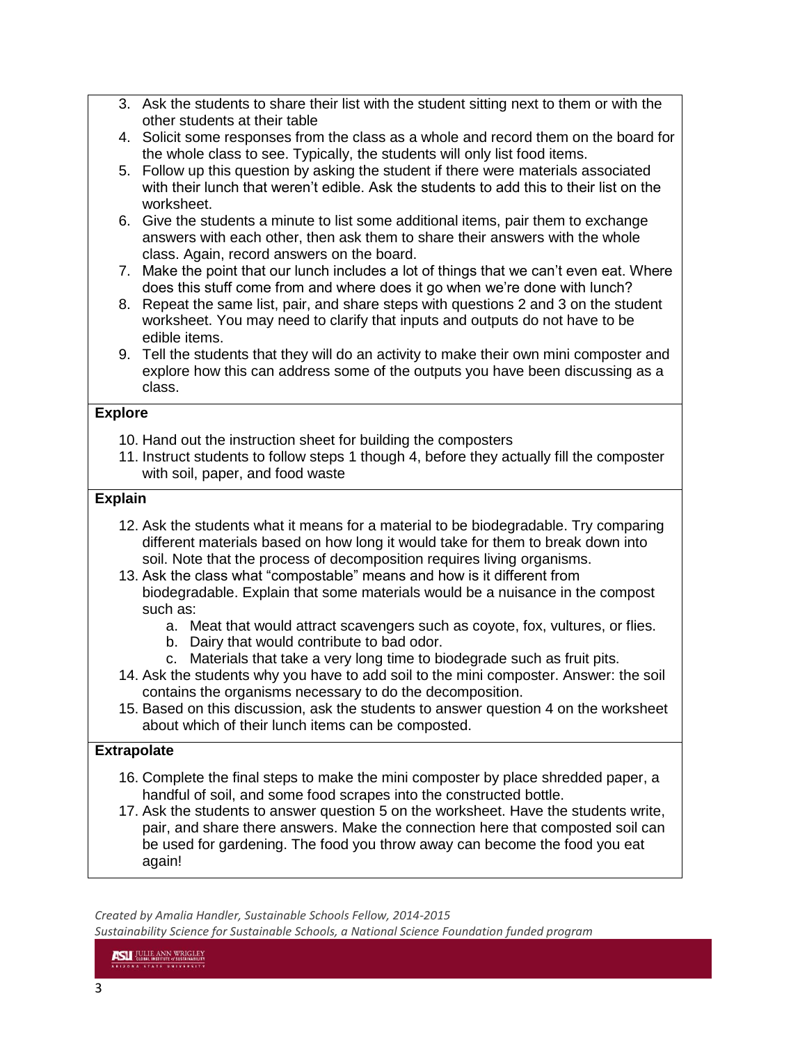3. Ask the students to share their list with the student sitting next to them or with the other students at their table
4. Solicit some responses from the class as a whole and record them on the board for the whole class to see. Typically, the students will only list food items.
5. Follow up this question by asking the student if there were materials associated with their lunch that weren't edible. Ask the students to add this to their list on the worksheet.
6. Give the students a minute to list some additional items, pair them to exchange answers with each other, then ask them to share their answers with the whole class. Again, record answers on the board.
7. Make the point that our lunch includes a lot of things that we can't even eat. Where does this stuff come from and where does it go when we're done with lunch?
8. Repeat the same list, pair, and share steps with questions 2 and 3 on the student worksheet. You may need to clarify that inputs and outputs do not have to be edible items.
9. Tell the students that they will do an activity to make their own mini composter and explore how this can address some of the outputs you have been discussing as a class.

**Explore**

10. Hand out the instruction sheet for building the composters
11. Instruct students to follow steps 1 though 4, before they actually fill the composter with soil, paper, and food waste

**Explain**

12. Ask the students what it means for a material to be biodegradable. Try comparing different materials based on how long it would take for them to break down into soil. Note that the process of decomposition requires living organisms.
13. Ask the class what "compostable" means and how is it different from biodegradable. Explain that some materials would be a nuisance in the compost such as:
    a. Meat that would attract scavengers such as coyote, fox, vultures, or flies.
    b. Dairy that would contribute to bad odor.
    c. Materials that take a very long time to biodegrade such as fruit pits.
14. Ask the students why you have to add soil to the mini composter. Answer: the soil contains the organisms necessary to do the decomposition.
15. Based on this discussion, ask the students to answer question 4 on the worksheet about which of their lunch items can be composted.

**Extrapolate**

16. Complete the final steps to make the mini composter by place shredded paper, a handful of soil, and some food scrapes into the constructed bottle.
17. Ask the students to answer question 5 on the worksheet. Have the students write, pair, and share there answers. Make the connection here that composted soil can be used for gardening. The food you throw away can become the food you eat again!

*Created by Amalia Handler, Sustainable Schools Fellow, 2014-2015*
*Sustainability Science for Sustainable Schools, a National Science Foundation funded program*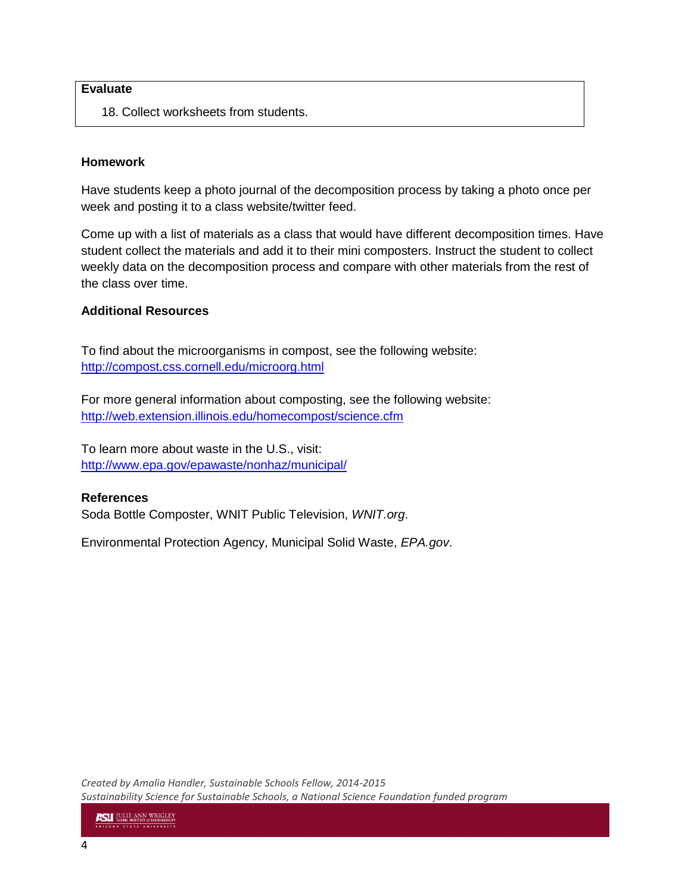**Evaluate**

18. Collect worksheets from students.

**Homework**

Have students keep a photo journal of the decomposition process by taking a photo once per week and posting it to a class website/twitter feed.

Come up with a list of materials as a class that would have different decomposition times. Have student collect the materials and add it to their mini composters. Instruct the student to collect weekly data on the decomposition process and compare with other materials from the rest of the class over time.

**Additional Resources**

To find about the microorganisms in compost, see the following website:
http://compost.css.cornell.edu/microorg.html

For more general information about composting, see the following website:
http://web.extension.illinois.edu/homecompost/science.cfm

To learn more about waste in the U.S., visit:
http://www.epa.gov/epawaste/nonhaz/municipal/

**References**

Soda Bottle Composter, WNIT Public Television, *WNIT.org*.

Environmental Protection Agency, Municipal Solid Waste, *EPA.gov*.

*Created by Amalia Handler, Sustainable Schools Fellow, 2014-2015*
*Sustainability Science for Sustainable Schools, a National Science Foundation funded program*